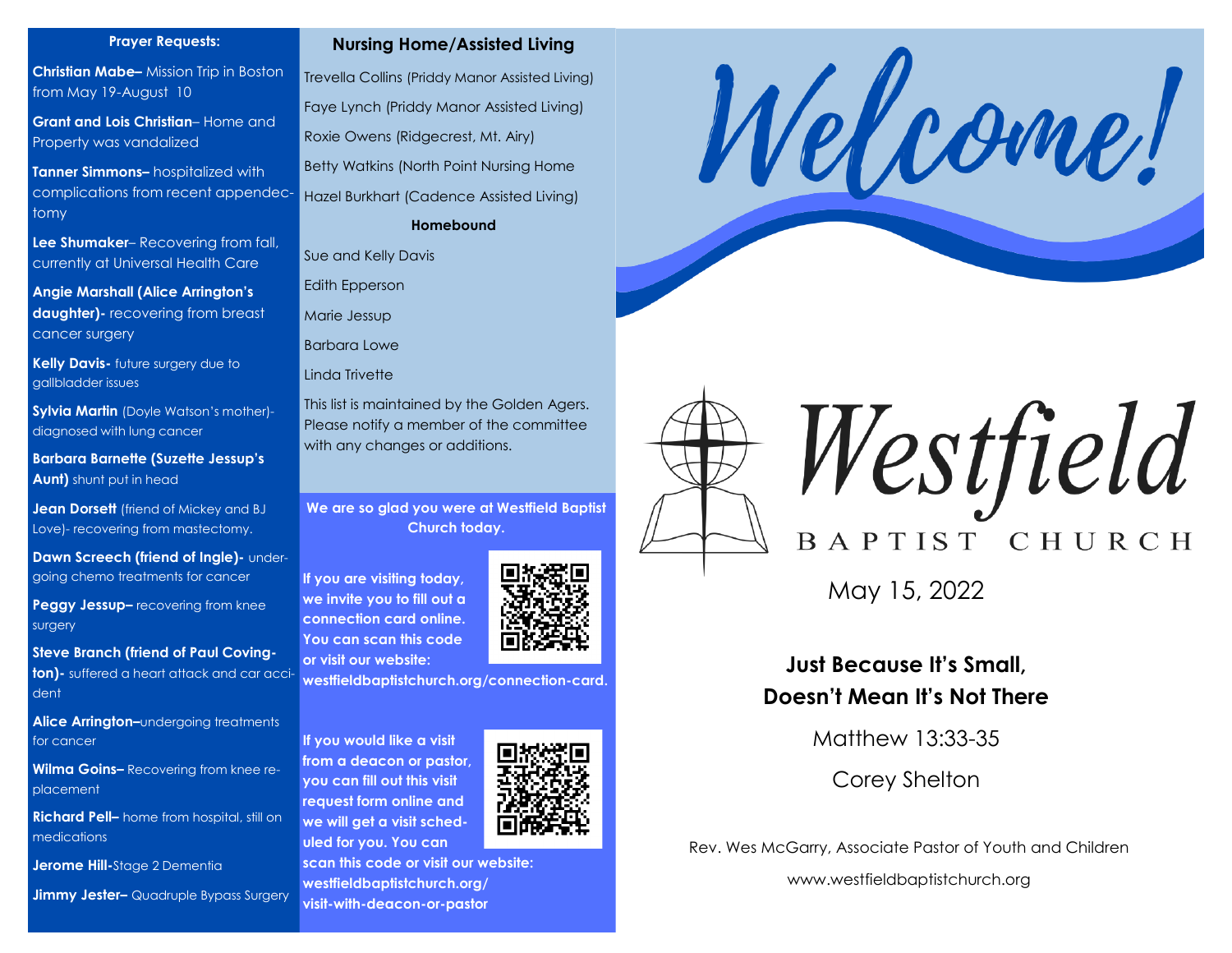## Prayer Requests:

**Christian Mabe–** Mission Trip in Boston from May 19-August 10

**Grant and Lois Christian**– Home and Property was vandalized

**Tanner Simmons–** hospitalized with complications from recent appendectomy

**Lee Shumaker**– Recovering from fall, currently at Universal Health Care

**Angie Marshall (Alice Arrington's daughter)-** recovering from breast cancer surgery

**Kelly Davis-** future surgery due to gallbladder issues

**Sylvia Martin** (Doyle Watson's mother)- diagnosed with lung cancer

**Barbara Barnette (Suzette Jessup's Aunt)** shunt put in head

**Jean Dorsett** (friend of Mickey and BJ Love)- recovering from mastectomy.

**Dawn Screech (friend of Ingle)-** undergoing chemo treatments for cancer

**Peggy Jessup–** recovering from knee surgery

**Steve Branch (friend of Paul Covington)-** suffered a heart attack and car accident

**Alice Arrington–**undergoing treatments for cancer

**Wilma Goins–** Recovering from knee replacement

**Richard Pell–** home from hospital, still on medications

**Jerome Hill-**Stage 2 Dementia

**Jimmy Jester–** Quadruple Bypass Surgery

## Nursing Home/Assisted Living

Trevella Collins (Priddy Manor Assisted Living)

Faye Lynch (Priddy Manor Assisted Living)

Roxie Owens (Ridgecrest, Mt. Airy)

Betty Watkins (North Point Nursing Home

Hazel Burkhart (Cadence Assisted Living)

**Homebound**

Sue and Kelly Davis

Edith Epperson

Marie Jessup

Barbara Lowe

Linda Trivette

This list is maintained by the Golden Agers. Please notify a member of the committee with any changes or additions.

**We are so glad you were at Westfield Baptist Church today.**

**If you are visiting today, we invite you to fill out a connection card online. You can scan this code or visit our website: westfieldbaptistchurch.org/connection-card.**

**If you would like a visit from a deacon or pastor, you can fill out this visit request form online and we will get a visit scheduled for you. You can scan this code or visit our website: westfieldbaptistchurch.org/visit-with-deacon-or-pastor**

# Welcome!

# Westfield BAPTIST CHURCH

May 15, 2022

### Just Because It's Small, Doesn't Mean It's Not There

Matthew 13:33-35

Corey Shelton

Rev. Wes McGarry, Associate Pastor of Youth and Children

www.westfieldbaptistchurch.org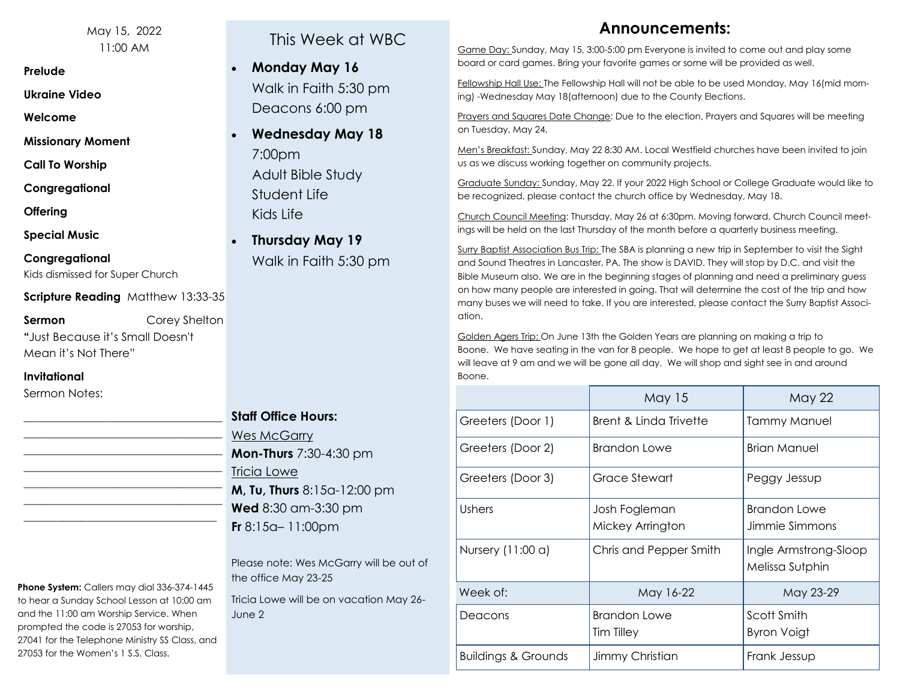May 15, 2022
11:00 AM

**Prelude**

**Ukraine Video**

**Welcome**

**Missionary Moment**

**Call To Worship**

**Congregational**

**Offering**

**Special Music**

**Congregational**
Kids dismissed for Super Church

**Scripture Reading** Matthew 13:33-35

**Sermon** Corey Shelton
"Just Because it's Small Doesn't Mean it's Not There"

**Invitational**
Sermon Notes:

___________________________________
___________________________________
___________________________________
___________________________________
___________________________________
___________________________________
___________________________________

**Phone System:** Callers may dial 336-374-1445 to hear a Sunday School Lesson at 10:00 am and the 11:00 am Worship Service. When prompted the code is 27053 for worship, 27041 for the Telephone Ministry SS Class, and 27053 for the Women's 1 S.S. Class.

## This Week at WBC

- **Monday May 16**
  Walk in Faith 5:30 pm
  Deacons 6:00 pm
- **Wednesday May 18**
  7:00pm
  Adult Bible Study
  Student Life
  Kids Life
- **Thursday May 19**
  Walk in Faith 5:30 pm

**Staff Office Hours:**
Wes McGarry
**Mon-Thurs** 7:30-4:30 pm
Tricia Lowe
**M, Tu, Thurs** 8:15a-12:00 pm
**Wed** 8:30 am-3:30 pm
**Fr** 8:15a– 11:00pm

Please note: Wes McGarry will be out of the office May 23-25

Tricia Lowe will be on vacation May 26-June 2

# Announcements:

Game Day: Sunday, May 15, 3:00-5:00 pm Everyone is invited to come out and play some board or card games. Bring your favorite games or some will be provided as well.

Fellowship Hall Use: The Fellowship Hall will not be able to be used Monday, May 16(mid morning) -Wednesday May 18(afternoon) due to the County Elections.

Prayers and Squares Date Change: Due to the election, Prayers and Squares will be meeting on Tuesday, May 24.

Men's Breakfast: Sunday, May 22 8:30 AM. Local Westfield churches have been invited to join us as we discuss working together on community projects.

Graduate Sunday: Sunday, May 22. If your 2022 High School or College Graduate would like to be recognized, please contact the church office by Wednesday, May 18.

Church Council Meeting: Thursday, May 26 at 6:30pm. Moving forward, Church Council meetings will be held on the last Thursday of the month before a quarterly business meeting.

Surry Baptist Association Bus Trip: The SBA is planning a new trip in September to visit the Sight and Sound Theatres in Lancaster, PA. The show is DAVID. They will stop by D.C. and visit the Bible Museum also. We are in the beginning stages of planning and need a preliminary guess on how many people are interested in going. That will determine the cost of the trip and how many buses we will need to take. If you are interested, please contact the Surry Baptist Association.

Golden Agers Trip: On June 13th the Golden Years are planning on making a trip to Boone. We have seating in the van for 8 people. We hope to get at least 8 people to go. We will leave at 9 am and we will be gone all day. We will shop and sight see in and around Boone.

| | May 15 | May 22 |
|---|---|---|
| Greeters (Door 1) | Brent & Linda Trivette | Tammy Manuel |
| Greeters (Door 2) | Brandon Lowe | Brian Manuel |
| Greeters (Door 3) | Grace Stewart | Peggy Jessup |
| Ushers | Josh Fogleman<br>Mickey Arrington | Brandon Lowe<br>Jimmie Simmons |
| Nursery (11:00 a) | Chris and Pepper Smith | Ingle Armstrong-Sloop<br>Melissa Sutphin |
| Week of: | May 16-22 | May 23-29 |
| Deacons | Brandon Lowe<br>Tim Tilley | Scott Smith<br>Byron Voigt |
| Buildings & Grounds | Jimmy Christian | Frank Jessup |